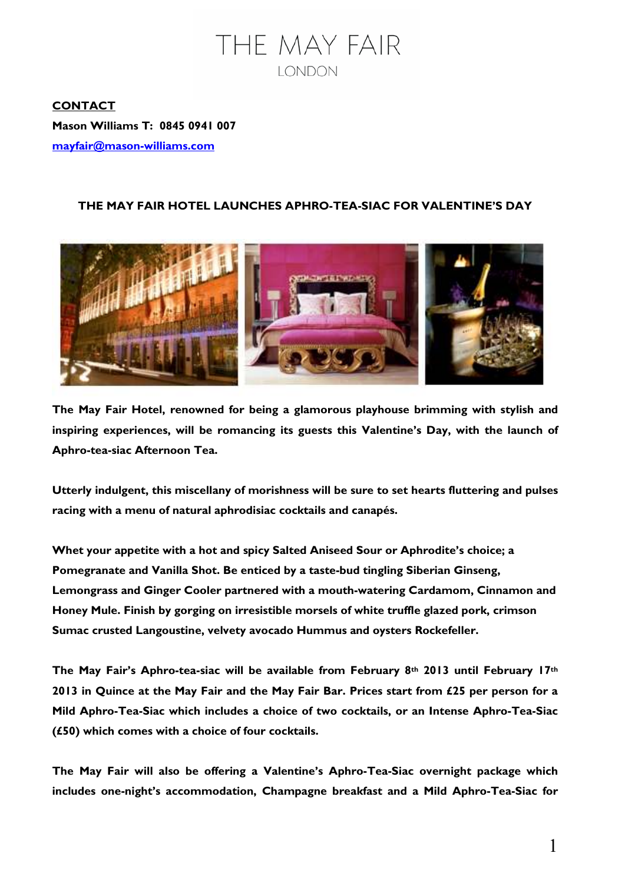# THE MAY FAIR
LONDON

**CONTACT**

**Mason Williams T: 0845 0941 007**

**mayfair@mason-williams.com**

**THE MAY FAIR HOTEL LAUNCHES APHRO-TEA-SIAC FOR VALENTINE'S DAY**

**The May Fair Hotel, renowned for being a glamorous playhouse brimming with stylish and inspiring experiences, will be romancing its guests this Valentine's Day, with the launch of Aphro-tea-siac Afternoon Tea.**

**Utterly indulgent, this miscellany of morishness will be sure to set hearts fluttering and pulses racing with a menu of natural aphrodisiac cocktails and canapés.**

**Whet your appetite with a hot and spicy Salted Aniseed Sour or Aphrodite's choice; a Pomegranate and Vanilla Shot. Be enticed by a taste-bud tingling Siberian Ginseng, Lemongrass and Ginger Cooler partnered with a mouth-watering Cardamom, Cinnamon and Honey Mule. Finish by gorging on irresistible morsels of white truffle glazed pork, crimson Sumac crusted Langoustine, velvety avocado Hummus and oysters Rockefeller.**

**The May Fair's Aphro-tea-siac will be available from February 8th 2013 until February 17th 2013 in Quince at the May Fair and the May Fair Bar. Prices start from £25 per person for a Mild Aphro-Tea-Siac which includes a choice of two cocktails, or an Intense Aphro-Tea-Siac (£50) which comes with a choice of four cocktails.**

**The May Fair will also be offering a Valentine's Aphro-Tea-Siac overnight package which includes one-night's accommodation, Champagne breakfast and a Mild Aphro-Tea-Siac for**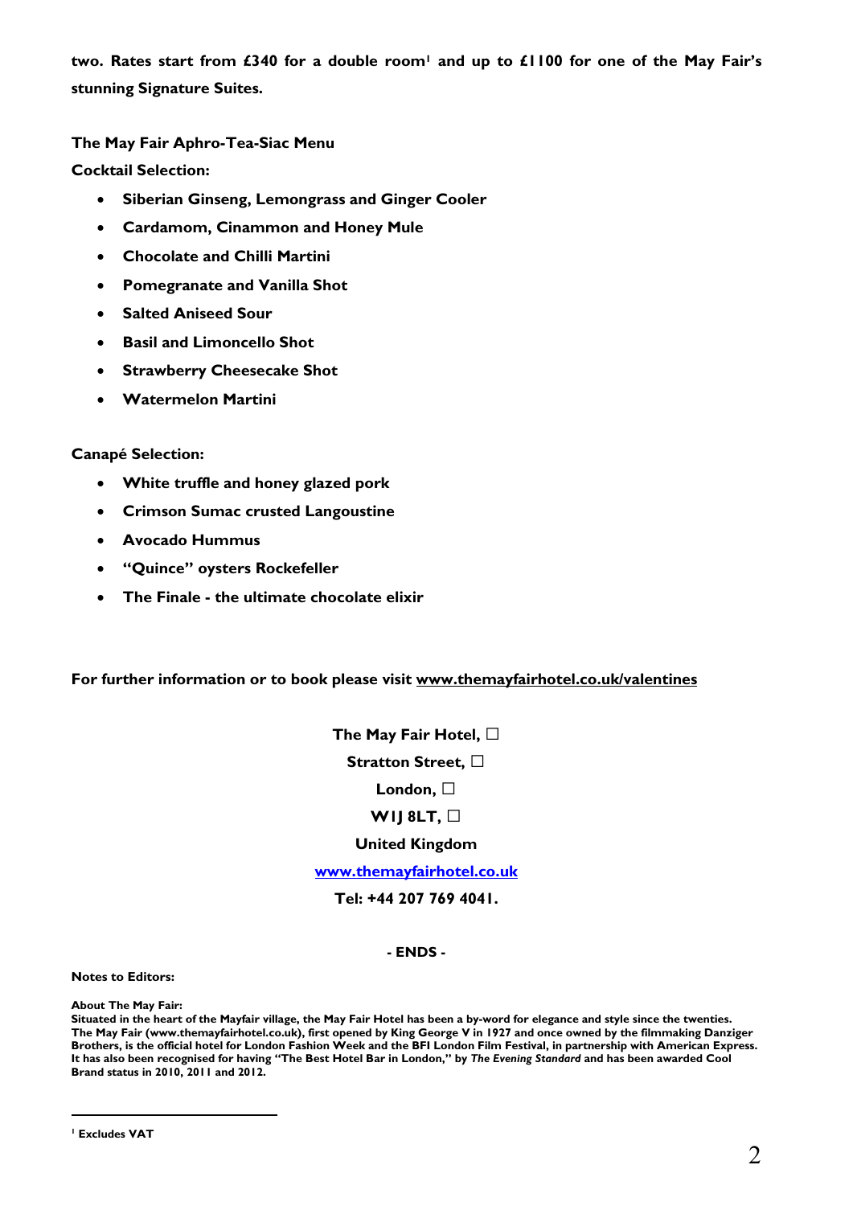**two. Rates start from £340 for a double room[1] and up to £1100 for one of the May Fair's stunning Signature Suites.**

**The May Fair Aphro-Tea-Siac Menu**

**Cocktail Selection:**

- **Siberian Ginseng, Lemongrass and Ginger Cooler**
- **Cardamom, Cinammon and Honey Mule**
- **Chocolate and Chilli Martini**
- **Pomegranate and Vanilla Shot**
- **Salted Aniseed Sour**
- **Basil and Limoncello Shot**
- **Strawberry Cheesecake Shot**
- **Watermelon Martini**

**Canapé Selection:**

- **White truffle and honey glazed pork**
- **Crimson Sumac crusted Langoustine**
- **Avocado Hummus**
- **"Quince" oysters Rockefeller**
- **The Finale - the ultimate chocolate elixir**

**For further information or to book please visit www.themayfairhotel.co.uk/valentines**

**The May Fair Hotel,**
**Stratton Street,**
**London,**
**W1J 8LT,**
**United Kingdom**
**www.themayfairhotel.co.uk**
**Tel: +44 207 769 4041.**

**- ENDS -**

**Notes to Editors:**

**About The May Fair:**
**Situated in the heart of the Mayfair village, the May Fair Hotel has been a by-word for elegance and style since the twenties. The May Fair (www.themayfairhotel.co.uk), first opened by King George V in 1927 and once owned by the filmmaking Danziger Brothers, is the official hotel for London Fashion Week and the BFI London Film Festival, in partnership with American Express. It has also been recognised for having "The Best Hotel Bar in London," by *The Evening Standard* and has been awarded Cool Brand status in 2010, 2011 and 2012.**

[1] **Excludes VAT**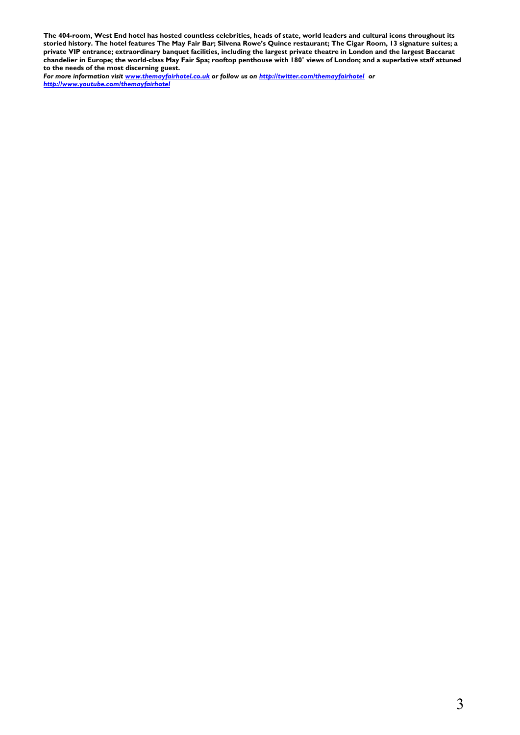**The 404-room, West End hotel has hosted countless celebrities, heads of state, world leaders and cultural icons throughout its storied history. The hotel features The May Fair Bar; Silvena Rowe's Quince restaurant; The Cigar Room, 13 signature suites; a private VIP entrance; extraordinary banquet facilities, including the largest private theatre in London and the largest Baccarat chandelier in Europe; the world-class May Fair Spa; rooftop penthouse with 180˚ views of London; and a superlative staff attuned to the needs of the most discerning guest.**

***For more information visit [www.themayfairhotel.co.uk](http://www.themayfairhotel.co.uk) or follow us on [http://twitter.com/themayfairhotel](http://twitter.com/themayfairhotel) or [http://www.youtube.com/themayfairhotel](http://www.youtube.com/themayfairhotel)***